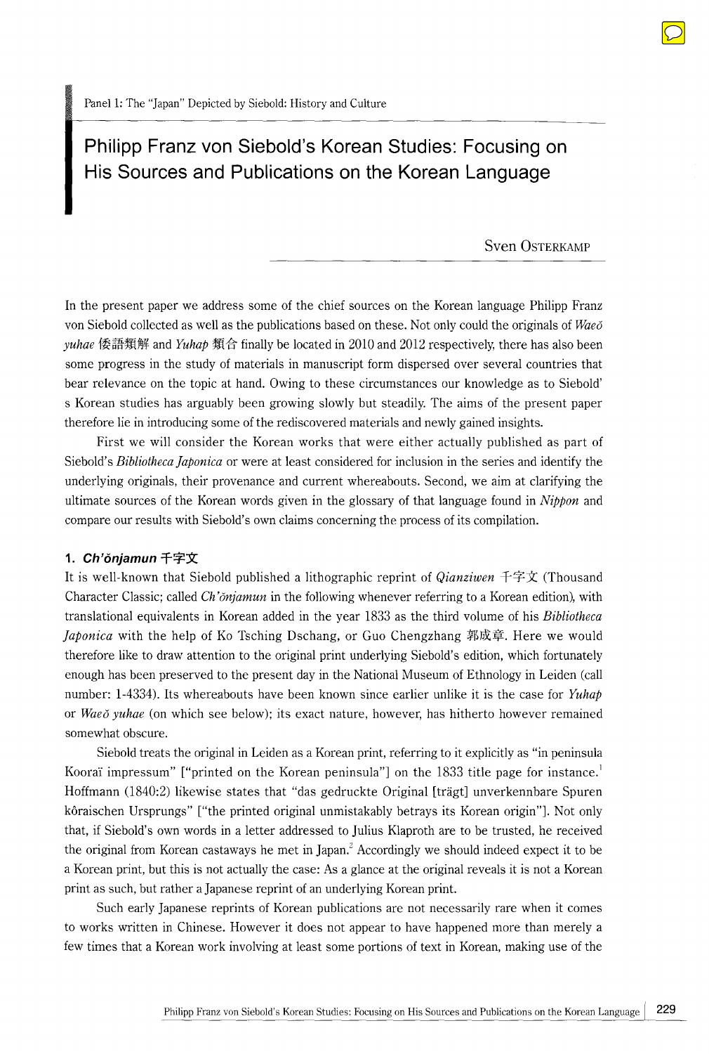Panel 1: The "Japan" Depicted by Siebold: History and Culture

# Philipp Franz von Siebold's Korean Studies: Focusing on His Sources and Publications on the Korean Language

Sven Osterkamp

In the present paper we address some of the chief sources on the Korean language Philipp Franz von Siebold collected as well as the publications based on these. Not only could the originals of *Waeŏ yuhae* 倭語類解 and *Yuhap* 類合 finally be located in 2010 and 2012 respectively, there has also been some progress in the study of materials in manuscript form dispersed over several countries that bear relevance on the topic at hand. Owing to these circumstances our knowledge as to Siebold' s Korean studies has arguably been growing slowly but steadily. The aims of the present paper therefore lie in introducing some of the rediscovered materials and newly gained insights.

First we will consider the Korean works that were either actually published as part of Siebold's *Bibliotheca Japonica* or were at least considered for inclusion in the series and identify the underlying originals, their provenance and current whereabouts. Second, we aim at clarifying the ultimate sources of the Korean words given in the glossary of that language found in *Nippon* and compare our results with Siebold's own claims concerning the process of its compilation.

## 1. *Ch'ŏnjamun* 千字文

It is well-known that Siebold published a lithographic reprint of *Qianziwen* 千字文 (Thousand Character Classic; called *Ch'ŏnjamun* in the following whenever referring to a Korean edition), with translational equivalents in Korean added in the year 1833 as the third volume of his *Bibliotheca Japonica* with the help of Ko Tsching Dschang, or Guo Chengzhang 郭成章. Here we would therefore like to draw attention to the original print underlying Siebold's edition, which fortunately enough has been preserved to the present day in the National Museum of Ethnology in Leiden (call number: 1-4334). Its whereabouts have been known since earlier unlike it is the case for *Yuhap* or *Waeŏ yuhae* (on which see below); its exact nature, however, has hitherto however remained somewhat obscure.

Siebold treats the original in Leiden as a Korean print, referring to it explicitly as "in peninsula Kooraï impressum" ["printed on the Korean peninsula"] on the 1833 title page for instance.[1] Hoffmann (1840:2) likewise states that "das gedruckte Original [trägt] unverkennbare Spuren kôraischen Ursprungs" ["the printed original unmistakably betrays its Korean origin"]. Not only that, if Siebold's own words in a letter addressed to Julius Klaproth are to be trusted, he received the original from Korean castaways he met in Japan.[2] Accordingly we should indeed expect it to be a Korean print, but this is not actually the case: As a glance at the original reveals it is not a Korean print as such, but rather a Japanese reprint of an underlying Korean print.

Such early Japanese reprints of Korean publications are not necessarily rare when it comes to works written in Chinese. However it does not appear to have happened more than merely a few times that a Korean work involving at least some portions of text in Korean, making use of the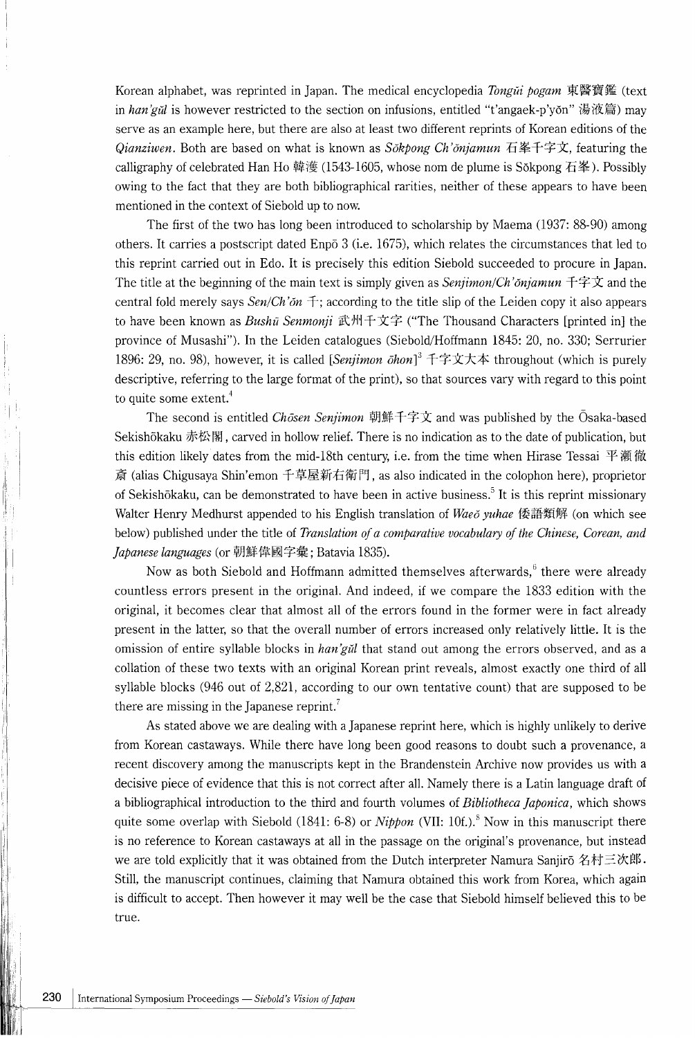Korean alphabet, was reprinted in Japan. The medical encyclopedia *Tongŭi pogam* 東醫寶鑑 (text in *han'gŭl* is however restricted to the section on infusions, entitled "t'angaek-p'yŏn" 湯液篇) may serve as an example here, but there are also at least two different reprints of Korean editions of the *Qianziwen*. Both are based on what is known as *Sŏkpong Ch'ŏnjamun* 石峯千字文, featuring the calligraphy of celebrated Han Ho 韓濩 (1543-1605, whose nom de plume is Sŏkpong 石峯). Possibly owing to the fact that they are both bibliographical rarities, neither of these appears to have been mentioned in the context of Siebold up to now.

The first of the two has long been introduced to scholarship by Maema (1937: 88-90) among others. It carries a postscript dated Enpō 3 (i.e. 1675), which relates the circumstances that led to this reprint carried out in Edo. It is precisely this edition Siebold succeeded to procure in Japan. The title at the beginning of the main text is simply given as *Senjimon/Ch'ŏnjamun* 千字文 and the central fold merely says *Sen/Ch'ŏn* 千; according to the title slip of the Leiden copy it also appears to have been known as *Bushū Senmonji* 武州千文字 ("The Thousand Characters [printed in] the province of Musashi"). In the Leiden catalogues (Siebold/Hoffmann 1845: 20, no. 330; Serrurier 1896: 29, no. 98), however, it is called [*Senjimon ōhon*][3] 千字文大本 throughout (which is purely descriptive, referring to the large format of the print), so that sources vary with regard to this point to quite some extent.[4]

The second is entitled *Chōsen Senjimon* 朝鮮千字文 and was published by the Ōsaka-based Sekishōkaku 赤松閣, carved in hollow relief. There is no indication as to the date of publication, but this edition likely dates from the mid-18th century, i.e. from the time when Hirase Tessai 平瀬徹斎 (alias Chigusaya Shin'emon 千草屋新右衛門, as also indicated in the colophon here), proprietor of Sekishōkaku, can be demonstrated to have been in active business.[5] It is this reprint missionary Walter Henry Medhurst appended to his English translation of *Waeŏ yuhae* 倭語類解 (on which see below) published under the title of *Translation of a comparative vocabulary of the Chinese, Corean, and Japanese languages* (or 朝鮮偉國字彙; Batavia 1835).

Now as both Siebold and Hoffmann admitted themselves afterwards,[6] there were already countless errors present in the original. And indeed, if we compare the 1833 edition with the original, it becomes clear that almost all of the errors found in the former were in fact already present in the latter, so that the overall number of errors increased only relatively little. It is the omission of entire syllable blocks in *han'gŭl* that stand out among the errors observed, and as a collation of these two texts with an original Korean print reveals, almost exactly one third of all syllable blocks (946 out of 2,821, according to our own tentative count) that are supposed to be there are missing in the Japanese reprint.[7]

As stated above we are dealing with a Japanese reprint here, which is highly unlikely to derive from Korean castaways. While there have long been good reasons to doubt such a provenance, a recent discovery among the manuscripts kept in the Brandenstein Archive now provides us with a decisive piece of evidence that this is not correct after all. Namely there is a Latin language draft of a bibliographical introduction to the third and fourth volumes of *Bibliotheca Japonica*, which shows quite some overlap with Siebold (1841: 6-8) or *Nippon* (VII: 10f.).[8] Now in this manuscript there is no reference to Korean castaways at all in the passage on the original's provenance, but instead we are told explicitly that it was obtained from the Dutch interpreter Namura Sanjirō 名村三次郎. Still, the manuscript continues, claiming that Namura obtained this work from Korea, which again is difficult to accept. Then however it may well be the case that Siebold himself believed this to be true.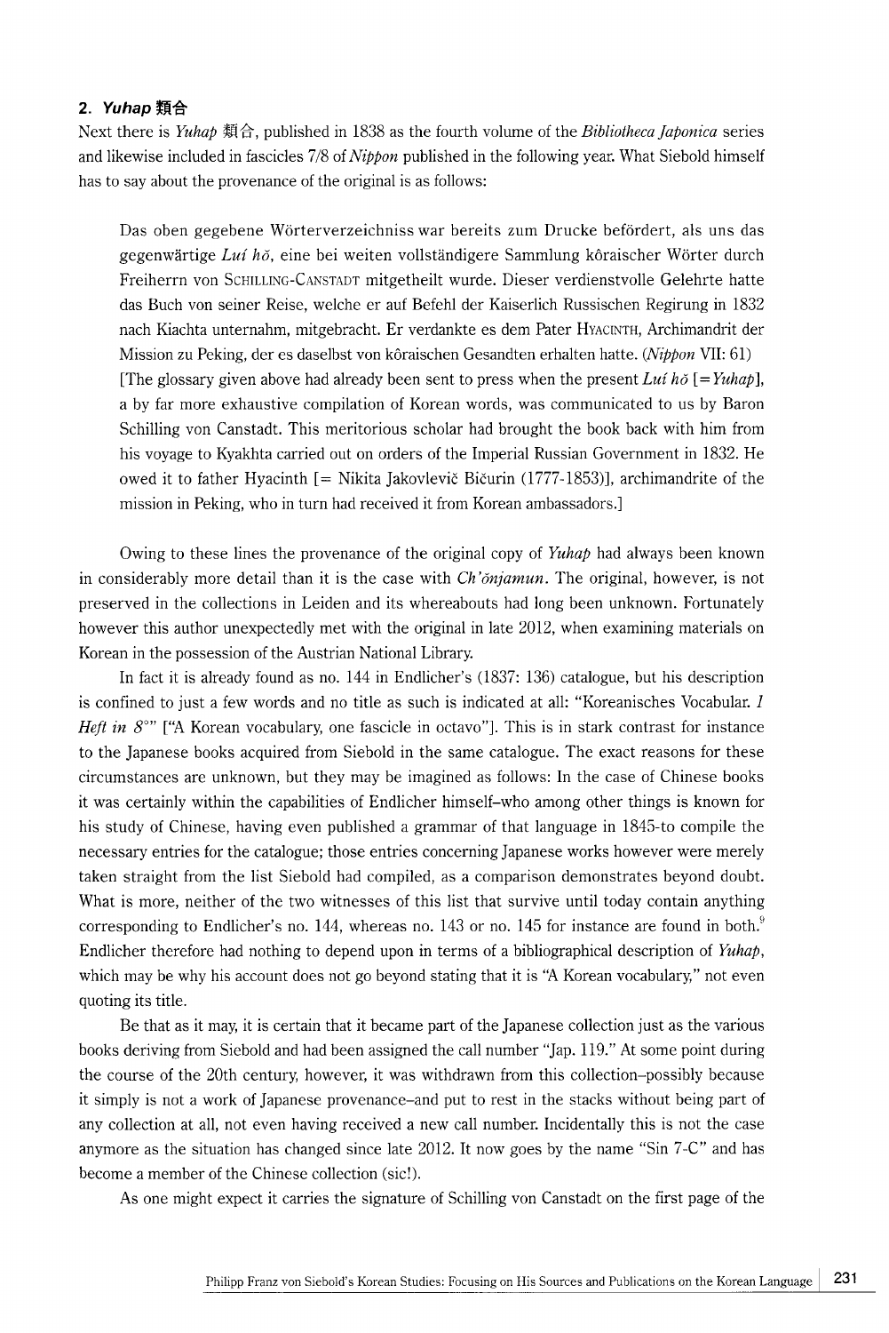## 2. *Yuhap* 類合

Next there is *Yuhap* 類合, published in 1838 as the fourth volume of the *Bibliotheca Japonica* series and likewise included in fascicles 7/8 of *Nippon* published in the following year. What Siebold himself has to say about the provenance of the original is as follows:

> Das oben gegebene Wörterverzeichniss war bereits zum Drucke befördert, als uns das gegenwärtige *Luí hŏ*, eine bei weiten vollständigere Sammlung kôraischer Wörter durch Freiherrn von SCHILLING-CANSTADT mitgetheilt wurde. Dieser verdienstvolle Gelehrte hatte das Buch von seiner Reise, welche er auf Befehl der Kaiserlich Russischen Regirung in 1832 nach Kiachta unternahm, mitgebracht. Er verdankte es dem Pater HYACINTH, Archimandrit der Mission zu Peking, der es daselbst von kôraischen Gesandten erhalten hatte. (*Nippon* VII: 61)
> [The glossary given above had already been sent to press when the present *Luí hŏ* [=*Yuhap*], a by far more exhaustive compilation of Korean words, was communicated to us by Baron Schilling von Canstadt. This meritorious scholar had brought the book back with him from his voyage to Kyakhta carried out on orders of the Imperial Russian Government in 1832. He owed it to father Hyacinth [= Nikita Jakovlevič Bičurin (1777-1853)], archimandrite of the mission in Peking, who in turn had received it from Korean ambassadors.]

Owing to these lines the provenance of the original copy of *Yuhap* had always been known in considerably more detail than it is the case with *Ch'ŏnjamun*. The original, however, is not preserved in the collections in Leiden and its whereabouts had long been unknown. Fortunately however this author unexpectedly met with the original in late 2012, when examining materials on Korean in the possession of the Austrian National Library.

In fact it is already found as no. 144 in Endlicher's (1837: 136) catalogue, but his description is confined to just a few words and no title as such is indicated at all: "Koreanisches Vocabular. *1 Heft in 8°*" ["A Korean vocabulary, one fascicle in octavo"]. This is in stark contrast for instance to the Japanese books acquired from Siebold in the same catalogue. The exact reasons for these circumstances are unknown, but they may be imagined as follows: In the case of Chinese books it was certainly within the capabilities of Endlicher himself–who among other things is known for his study of Chinese, having even published a grammar of that language in 1845–to compile the necessary entries for the catalogue; those entries concerning Japanese works however were merely taken straight from the list Siebold had compiled, as a comparison demonstrates beyond doubt. What is more, neither of the two witnesses of this list that survive until today contain anything corresponding to Endlicher's no. 144, whereas no. 143 or no. 145 for instance are found in both.[9] Endlicher therefore had nothing to depend upon in terms of a bibliographical description of *Yuhap*, which may be why his account does not go beyond stating that it is "A Korean vocabulary," not even quoting its title.

Be that as it may, it is certain that it became part of the Japanese collection just as the various books deriving from Siebold and had been assigned the call number "Jap. 119." At some point during the course of the 20th century, however, it was withdrawn from this collection–possibly because it simply is not a work of Japanese provenance–and put to rest in the stacks without being part of any collection at all, not even having received a new call number. Incidentally this is not the case anymore as the situation has changed since late 2012. It now goes by the name "Sin 7-C" and has become a member of the Chinese collection (sic!).

As one might expect it carries the signature of Schilling von Canstadt on the first page of the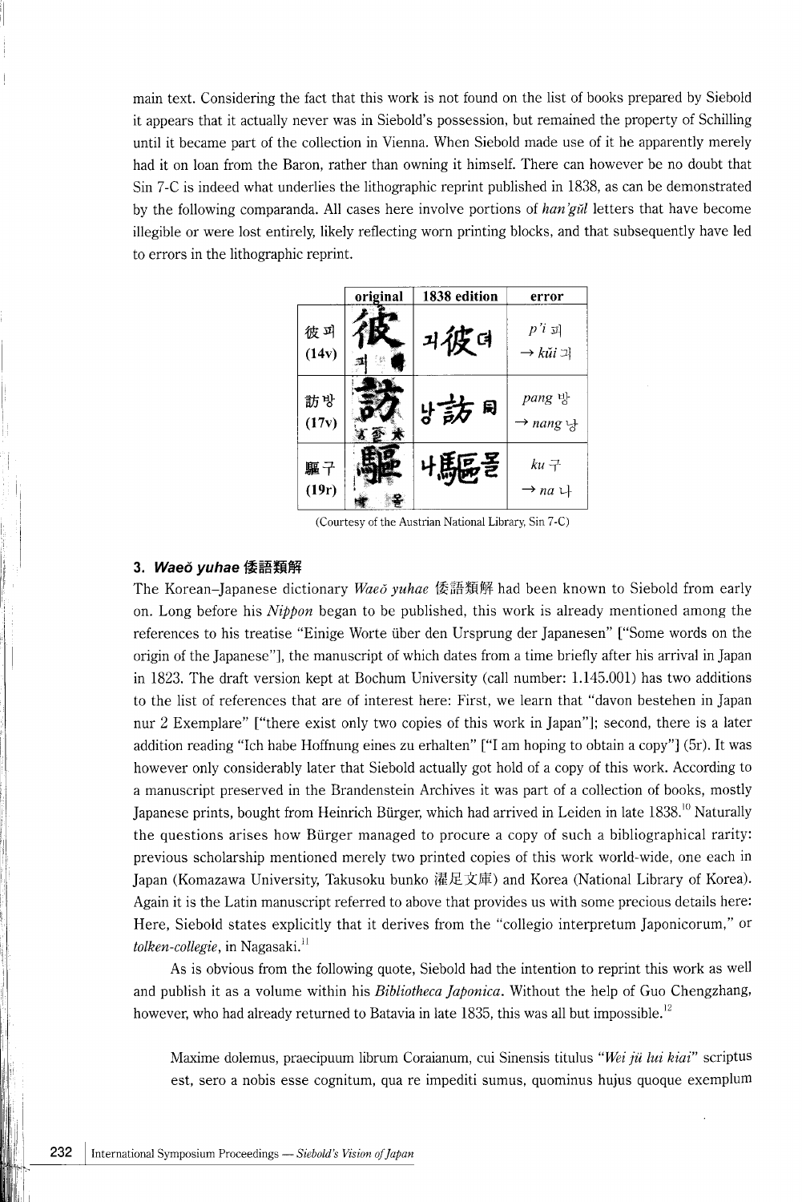main text. Considering the fact that this work is not found on the list of books prepared by Siebold it appears that it actually never was in Siebold's possession, but remained the property of Schilling until it became part of the collection in Vienna. When Siebold made use of it he apparently merely had it on loan from the Baron, rather than owning it himself. There can however be no doubt that Sin 7-C is indeed what underlies the lithographic reprint published in 1838, as can be demonstrated by the following comparanda. All cases here involve portions of *han'gŭl* letters that have become illegible or were lost entirely, likely reflecting worn printing blocks, and that subsequently have led to errors in the lithographic reprint.

| | original | 1838 edition | error |
|---|---|---|---|
| 彼 피 (14v) | 彼 피 | 긔彼뎌 | *p'i* 피 → *kŭi* 긔 |
| 訪 방 (17v) | 訪 | 낭訪 | *pang* 방 → *nang* 낭 |
| 驅 구 (19r) | 驅 몰 | 나驅몰 | *ku* 구 → *na* 나 |

(Courtesy of the Austrian National Library, Sin 7-C)

### 3. *Waeŏ yuhae* 倭語類解

The Korean–Japanese dictionary *Waeŏ yuhae* 倭語類解 had been known to Siebold from early on. Long before his *Nippon* began to be published, this work is already mentioned among the references to his treatise "Einige Worte über den Ursprung der Japanesen" ["Some words on the origin of the Japanese"], the manuscript of which dates from a time briefly after his arrival in Japan in 1823. The draft version kept at Bochum University (call number: 1.145.001) has two additions to the list of references that are of interest here: First, we learn that "davon bestehen in Japan nur 2 Exemplare" ["there exist only two copies of this work in Japan"]; second, there is a later addition reading "Ich habe Hoffnung eines zu erhalten" ["I am hoping to obtain a copy"] (5r). It was however only considerably later that Siebold actually got hold of a copy of this work. According to a manuscript preserved in the Brandenstein Archives it was part of a collection of books, mostly Japanese prints, bought from Heinrich Bürger, which had arrived in Leiden in late 1838.[10] Naturally the questions arises how Bürger managed to procure a copy of such a bibliographical rarity: previous scholarship mentioned merely two printed copies of this work world-wide, one each in Japan (Komazawa University, Takusoku bunko 濯足文庫) and Korea (National Library of Korea). Again it is the Latin manuscript referred to above that provides us with some precious details here: Here, Siebold states explicitly that it derives from the "collegio interpretum Japonicorum," or *tolken-collegie*, in Nagasaki.[11]

As is obvious from the following quote, Siebold had the intention to reprint this work as well and publish it as a volume within his *Bibliotheca Japonica*. Without the help of Guo Chengzhang, however, who had already returned to Batavia in late 1835, this was all but impossible.[12]

> Maxime dolemus, praecipuum librum Coraianum, cui Sinensis titulus *"Wei jü lui kiai"* scriptus est, sero a nobis esse cognitum, qua re impediti sumus, quominus hujus quoque exemplum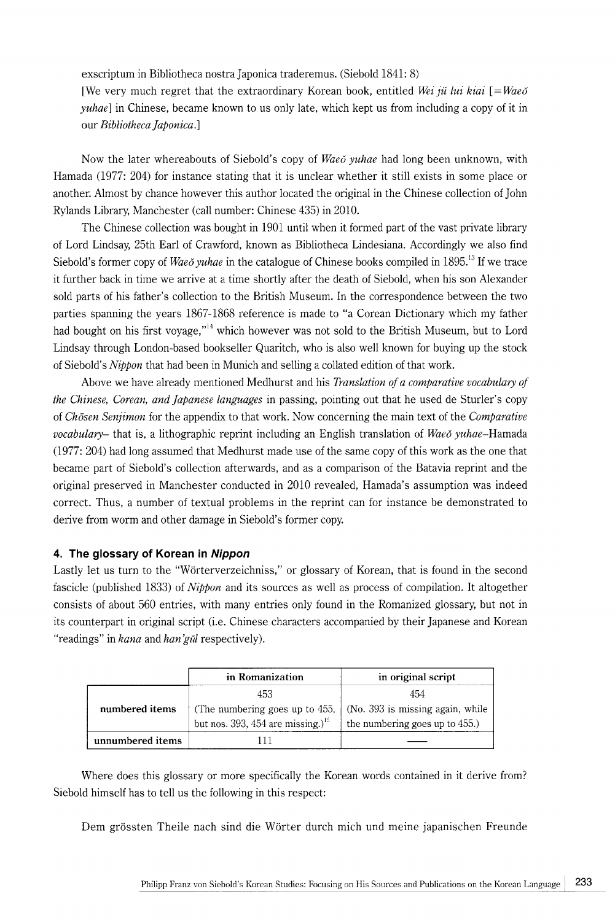exscriptum in Bibliotheca nostra Japonica traderemus. (Siebold 1841: 8)

[We very much regret that the extraordinary Korean book, entitled *Wei jü lui kiai* [=*Waeŏ yuhae*] in Chinese, became known to us only late, which kept us from including a copy of it in our *Bibliotheca Japonica*.]

Now the later whereabouts of Siebold's copy of *Waeŏ yuhae* had long been unknown, with Hamada (1977: 204) for instance stating that it is unclear whether it still exists in some place or another. Almost by chance however this author located the original in the Chinese collection of John Rylands Library, Manchester (call number: Chinese 435) in 2010.

The Chinese collection was bought in 1901 until when it formed part of the vast private library of Lord Lindsay, 25th Earl of Crawford, known as Bibliotheca Lindesiana. Accordingly we also find Siebold's former copy of *Waeŏ yuhae* in the catalogue of Chinese books compiled in 1895.[13] If we trace it further back in time we arrive at a time shortly after the death of Siebold, when his son Alexander sold parts of his father's collection to the British Museum. In the correspondence between the two parties spanning the years 1867-1868 reference is made to "a Corean Dictionary which my father had bought on his first voyage,"[14] which however was not sold to the British Museum, but to Lord Lindsay through London-based bookseller Quaritch, who is also well known for buying up the stock of Siebold's *Nippon* that had been in Munich and selling a collated edition of that work.

Above we have already mentioned Medhurst and his *Translation of a comparative vocabulary of the Chinese, Corean, and Japanese languages* in passing, pointing out that he used de Sturler's copy of *Chōsen Senjimon* for the appendix to that work. Now concerning the main text of the *Comparative vocabulary*– that is, a lithographic reprint including an English translation of *Waeŏ yuhae*–Hamada (1977: 204) had long assumed that Medhurst made use of the same copy of this work as the one that became part of Siebold's collection afterwards, and as a comparison of the Batavia reprint and the original preserved in Manchester conducted in 2010 revealed, Hamada's assumption was indeed correct. Thus, a number of textual problems in the reprint can for instance be demonstrated to derive from worm and other damage in Siebold's former copy.

## 4. The glossary of Korean in *Nippon*

Lastly let us turn to the "Wörterverzeichniss," or glossary of Korean, that is found in the second fascicle (published 1833) of *Nippon* and its sources as well as process of compilation. It altogether consists of about 560 entries, with many entries only found in the Romanized glossary, but not in its counterpart in original script (i.e. Chinese characters accompanied by their Japanese and Korean "readings" in *kana* and *han'gŭl* respectively).

| | in Romanization | in original script |
|---|---|---|
| **numbered items** | 453 (The numbering goes up to 455, but nos. 393, 454 are missing.)[15] | 454 (No. 393 is missing again, while the numbering goes up to 455.) |
| **unnumbered items** | 111 | —— |

Where does this glossary or more specifically the Korean words contained in it derive from? Siebold himself has to tell us the following in this respect:

Dem grössten Theile nach sind die Wörter durch mich und meine japanischen Freunde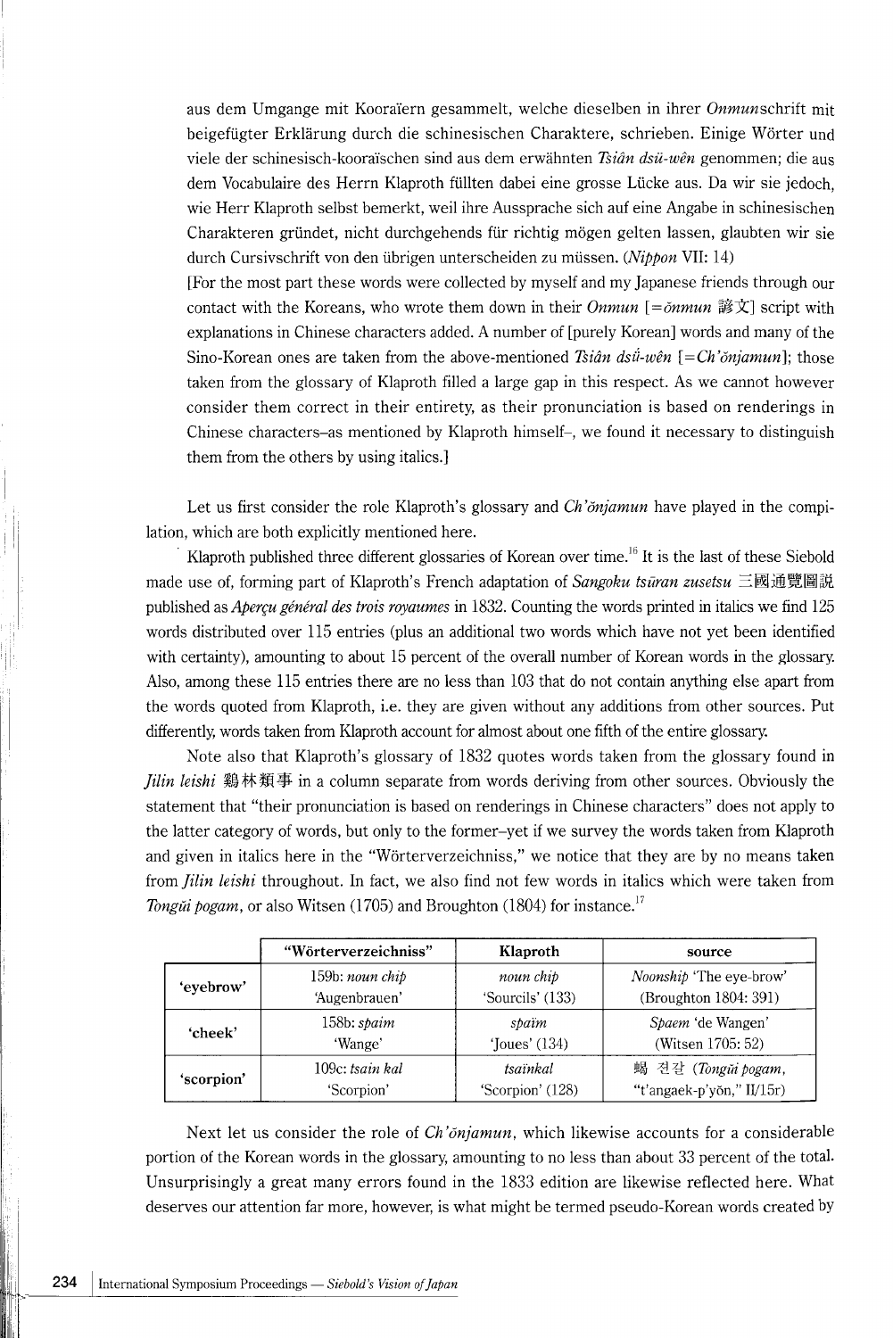aus dem Umgange mit Kooraïern gesammelt, welche dieselben in ihrer *Onmun*schrift mit beigefügter Erklärung durch die schinesischen Charaktere, schrieben. Einige Wörter und viele der schinesisch-kooraïschen sind aus dem erwähnten *Tsiân dsü-wên* genommen; die aus dem Vocabulaire des Herrn Klaproth füllten dabei eine grosse Lücke aus. Da wir sie jedoch, wie Herr Klaproth selbst bemerkt, weil ihre Aussprache sich auf eine Angabe in schinesischen Charakteren gründet, nicht durchgehends für richtig mögen gelten lassen, glaubten wir sie durch Cursivschrift von den übrigen unterscheiden zu müssen. (*Nippon* VII: 14)

[For the most part these words were collected by myself and my Japanese friends through our contact with the Koreans, who wrote them down in their *Onmun* [=*ŏnmun* 諺文] script with explanations in Chinese characters added. A number of [purely Korean] words and many of the Sino-Korean ones are taken from the above-mentioned *Tsiân dsü-wên* [=*Ch'ŏnjamun*]; those taken from the glossary of Klaproth filled a large gap in this respect. As we cannot however consider them correct in their entirety, as their pronunciation is based on renderings in Chinese characters–as mentioned by Klaproth himself–, we found it necessary to distinguish them from the others by using italics.]

Let us first consider the role Klaproth's glossary and *Ch'ŏnjamun* have played in the compilation, which are both explicitly mentioned here.

Klaproth published three different glossaries of Korean over time.[16] It is the last of these Siebold made use of, forming part of Klaproth's French adaptation of *Sangoku tsūran zusetsu* 三國通覽圖説 published as *Aperçu général des trois royaumes* in 1832. Counting the words printed in italics we find 125 words distributed over 115 entries (plus an additional two words which have not yet been identified with certainty), amounting to about 15 percent of the overall number of Korean words in the glossary. Also, among these 115 entries there are no less than 103 that do not contain anything else apart from the words quoted from Klaproth, i.e. they are given without any additions from other sources. Put differently, words taken from Klaproth account for almost about one fifth of the entire glossary.

Note also that Klaproth's glossary of 1832 quotes words taken from the glossary found in *Jilin leishi* 鷄林類事 in a column separate from words deriving from other sources. Obviously the statement that "their pronunciation is based on renderings in Chinese characters" does not apply to the latter category of words, but only to the former–yet if we survey the words taken from Klaproth and given in italics here in the "Wörterverzeichniss," we notice that they are by no means taken from *Jilin leishi* throughout. In fact, we also find not few words in italics which were taken from *Tongŭi pogam*, or also Witsen (1705) and Broughton (1804) for instance.[17]

| | "Wörterverzeichniss" | Klaproth | source |
|---|---|---|---|
| 'eyebrow' | 159b: *noun chip* 'Augenbrauen' | *noun chip* 'Sourcils' (133) | *Noonship* 'The eye-brow' (Broughton 1804: 391) |
| 'cheek' | 158b: *spaim* 'Wange' | *spaïm* 'Joues' (134) | *Spaem* 'de Wangen' (Witsen 1705: 52) |
| 'scorpion' | 109c: *tsain kal* 'Scorpion' | *tsainkal* 'Scorpion' (128) | 蝎 전갈 (*Tongŭi pogam*, "t'angaek-p'yŏn," II/15r) |

Next let us consider the role of *Ch'ŏnjamun*, which likewise accounts for a considerable portion of the Korean words in the glossary, amounting to no less than about 33 percent of the total. Unsurprisingly a great many errors found in the 1833 edition are likewise reflected here. What deserves our attention far more, however, is what might be termed pseudo-Korean words created by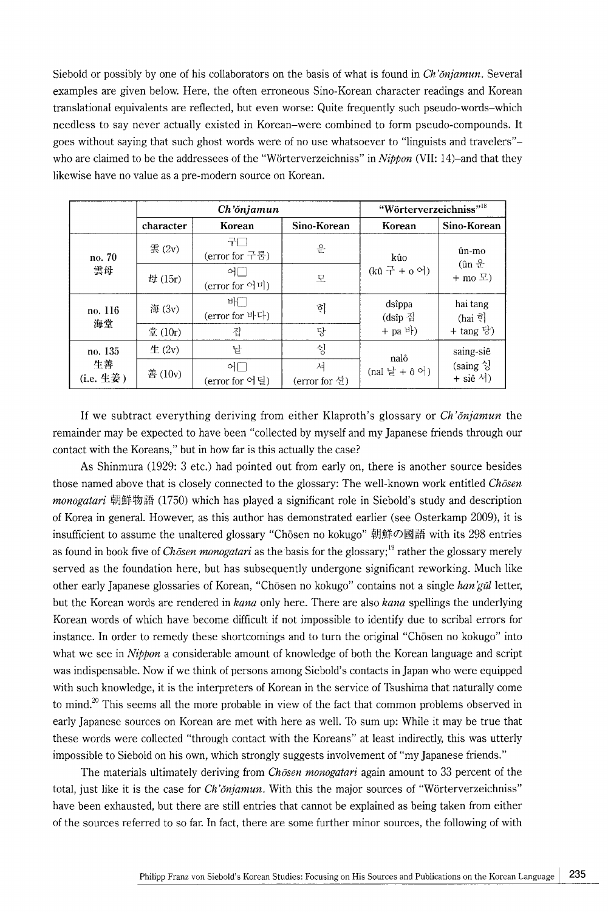Siebold or possibly by one of his collaborators on the basis of what is found in *Ch'ŏnjamun*. Several examples are given below. Here, the often erroneous Sino-Korean character readings and Korean translational equivalents are reflected, but even worse: Quite frequently such pseudo-words–which needless to say never actually existed in Korean–were combined to form pseudo-compounds. It goes without saying that such ghost words were of no use whatsoever to "linguists and travelers"–who are claimed to be the addressees of the "Wörterverzeichniss" in *Nippon* (VII: 14)–and that they likewise have no value as a pre-modern source on Korean.

| | *Ch'ŏnjamun* | | | "Wörterverzeichniss"[18] | |
|---|---|---|---|---|---|
| | character | Korean | Sino-Korean | Korean | Sino-Korean |
| no. 70 雲母 | 雲 (2v) | 구□ (error for 구룸) | 운 | kûo (kû 구 + o 어) | ûn-mo (ûn 운 + mo 모) |
| | 母 (15r) | 어□ (error for 어미) | 모 | | |
| no. 116 海棠 | 海 (3v) | 바□ (error for 바다) | 히 | dsîppa (dsîp 집 + pa 바) | hai tang (hai 히 + tang 당) |
| | 棠 (10r) | 집 | 당 | | |
| no. 135 生善 (i.e. 生姜) | 生 (2v) | 날 | 싱 | nalô (nal 날 + ô 어) | saing-siê (saing 싱 + siê 서) |
| | 善 (10v) | 어□ (error for 어딜) | 서 (error for 선) | | |

If we subtract everything deriving from either Klaproth's glossary or *Ch'ŏnjamun* the remainder may be expected to have been "collected by myself and my Japanese friends through our contact with the Koreans," but in how far is this actually the case?

As Shinmura (1929: 3 etc.) had pointed out from early on, there is another source besides those named above that is closely connected to the glossary: The well-known work entitled *Chōsen monogatari* 朝鮮物語 (1750) which has played a significant role in Siebold's study and description of Korea in general. However, as this author has demonstrated earlier (see Osterkamp 2009), it is insufficient to assume the unaltered glossary "Chōsen no kokugo" 朝鮮の國語 with its 298 entries as found in book five of *Chōsen monogatari* as the basis for the glossary;[19] rather the glossary merely served as the foundation here, but has subsequently undergone significant reworking. Much like other early Japanese glossaries of Korean, "Chōsen no kokugo" contains not a single *han'gŭl* letter, but the Korean words are rendered in *kana* only here. There are also *kana* spellings the underlying Korean words of which have become difficult if not impossible to identify due to scribal errors for instance. In order to remedy these shortcomings and to turn the original "Chōsen no kokugo" into what we see in *Nippon* a considerable amount of knowledge of both the Korean language and script was indispensable. Now if we think of persons among Siebold's contacts in Japan who were equipped with such knowledge, it is the interpreters of Korean in the service of Tsushima that naturally come to mind.[20] This seems all the more probable in view of the fact that common problems observed in early Japanese sources on Korean are met with here as well. To sum up: While it may be true that these words were collected "through contact with the Koreans" at least indirectly, this was utterly impossible to Siebold on his own, which strongly suggests involvement of "my Japanese friends."

The materials ultimately deriving from *Chōsen monogatari* again amount to 33 percent of the total, just like it is the case for *Ch'ŏnjamun*. With this the major sources of "Wörterverzeichniss" have been exhausted, but there are still entries that cannot be explained as being taken from either of the sources referred to so far. In fact, there are some further minor sources, the following of with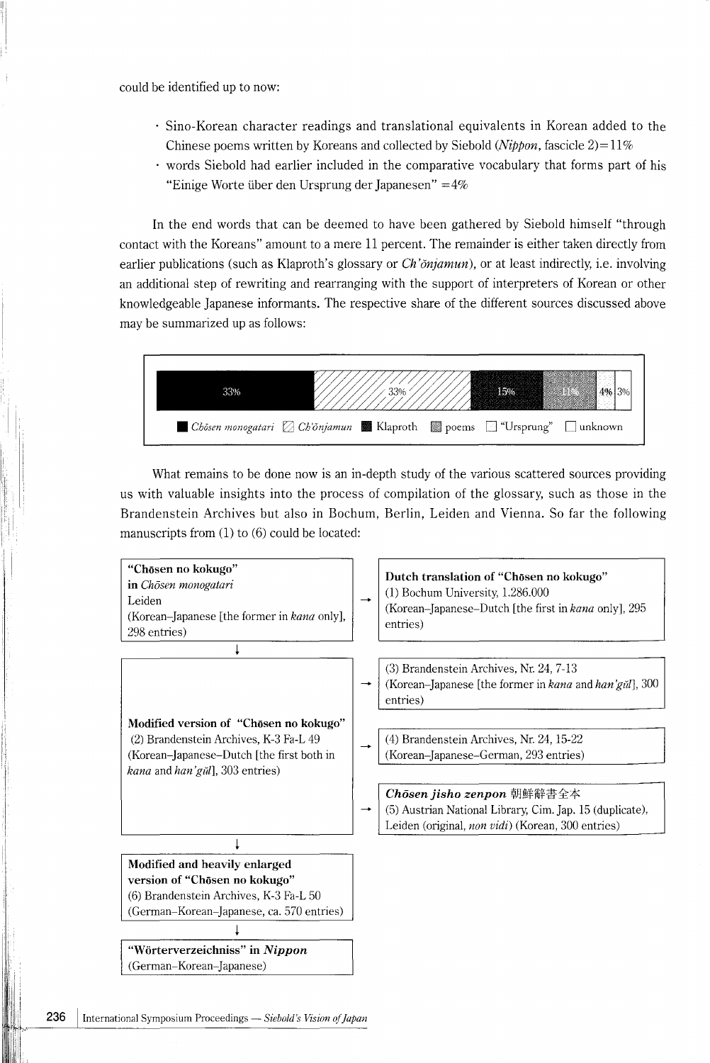could be identified up to now:

- Sino-Korean character readings and translational equivalents in Korean added to the Chinese poems written by Koreans and collected by Siebold (*Nippon*, fascicle 2) = 11%
- words Siebold had earlier included in the comparative vocabulary that forms part of his "Einige Worte über den Ursprung der Japanesen" = 4%

In the end words that can be deemed to have been gathered by Siebold himself "through contact with the Koreans" amount to a mere 11 percent. The remainder is either taken directly from earlier publications (such as Klaproth's glossary or *Ch'ŏnjamun*), or at least indirectly, i.e. involving an additional step of rewriting and rearranging with the support of interpreters of Korean or other knowledgeable Japanese informants. The respective share of the different sources discussed above may be summarized up as follows:

| *Chōsen monogatari* | *Ch'ŏnjamun* | Klaproth | poems | "Ursprung" | unknown |
|---|---|---|---|---|---|
| 33% | 33% | 15% | 11% | 4% | 3% |

What remains to be done now is an in-depth study of the various scattered sources providing us with valuable insights into the process of compilation of the glossary, such as those in the Brandenstein Archives but also in Bochum, Berlin, Leiden and Vienna. So far the following manuscripts from (1) to (6) could be located:

**"Chōsen no kokugo" in *Chōsen monogatari***
Leiden
(Korean–Japanese [the former in *kana* only], 298 entries)

→ **Dutch translation of "Chōsen no kokugo"**
(1) Bochum University, 1.286.000
(Korean–Japanese–Dutch [the first in *kana* only], 295 entries)

↓

**Modified version of "Chōsen no kokugo"**
(2) Brandenstein Archives, K-3 Fa-L 49
(Korean–Japanese–Dutch [the first both in *kana* and *han'gŭl*], 303 entries)

→ (3) Brandenstein Archives, Nr. 24, 7-13
(Korean–Japanese [the former in *kana* and *han'gŭl*], 300 entries)

→ (4) Brandenstein Archives, Nr. 24, 15-22
(Korean–Japanese–German, 293 entries)

→ ***Chōsen jisho zenpon*** 朝鮮辭書全本
(5) Austrian National Library, Cim. Jap. 15 (duplicate), Leiden (original, *non vidi*) (Korean, 300 entries)

↓

**Modified and heavily enlarged version of "Chōsen no kokugo"**
(6) Brandenstein Archives, K-3 Fa-L 50
(German–Korean–Japanese, ca. 570 entries)

↓

**"Wörterverzeichniss" in *Nippon***
(German–Korean–Japanese)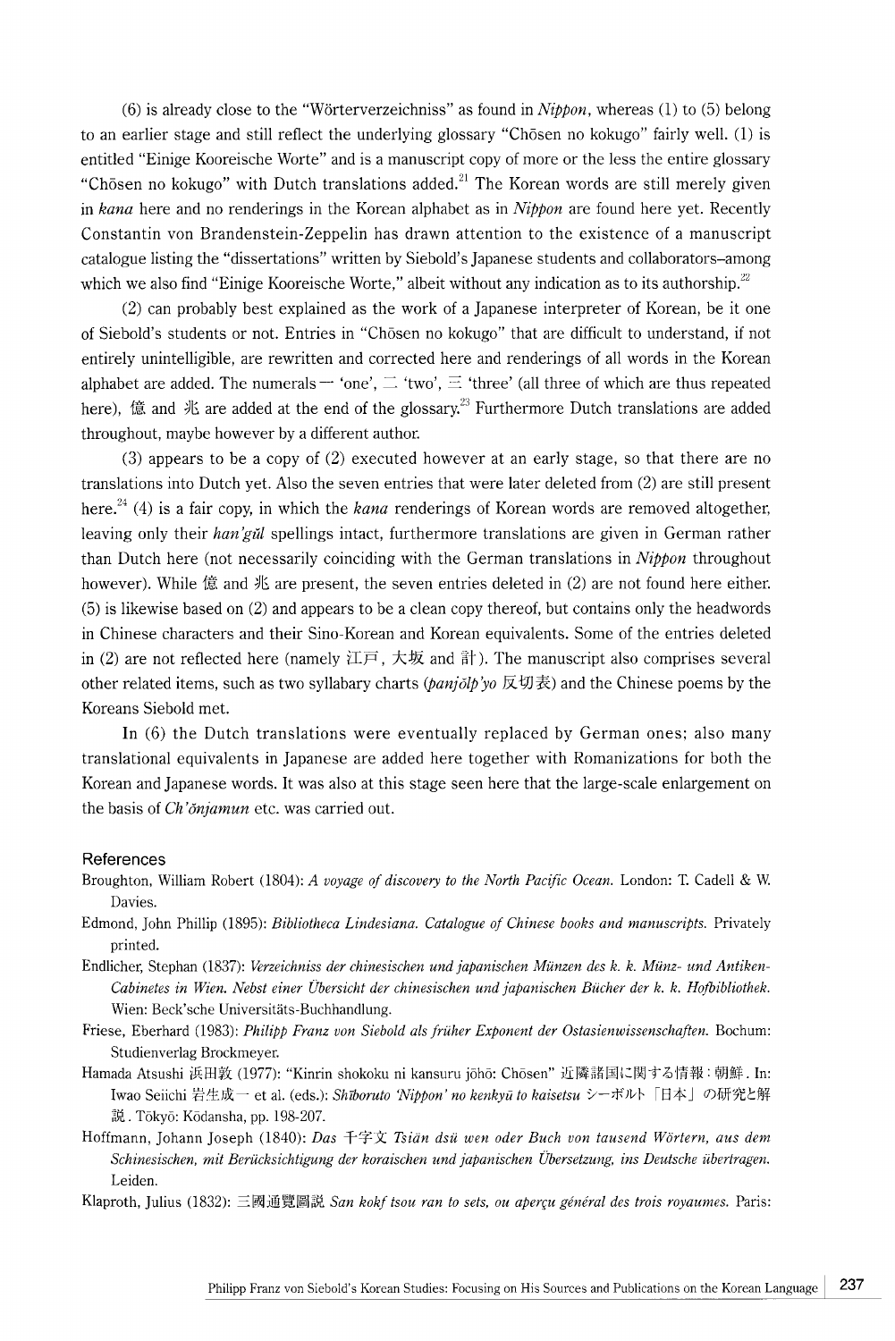(6) is already close to the "Wörterverzeichniss" as found in *Nippon*, whereas (1) to (5) belong to an earlier stage and still reflect the underlying glossary "Chōsen no kokugo" fairly well. (1) is entitled "Einige Kooreische Worte" and is a manuscript copy of more or the less the entire glossary "Chōsen no kokugo" with Dutch translations added.[21] The Korean words are still merely given in *kana* here and no renderings in the Korean alphabet as in *Nippon* are found here yet. Recently Constantin von Brandenstein-Zeppelin has drawn attention to the existence of a manuscript catalogue listing the "dissertations" written by Siebold's Japanese students and collaborators–among which we also find "Einige Kooreische Worte," albeit without any indication as to its authorship.[22]

(2) can probably best explained as the work of a Japanese interpreter of Korean, be it one of Siebold's students or not. Entries in "Chōsen no kokugo" that are difficult to understand, if not entirely unintelligible, are rewritten and corrected here and renderings of all words in the Korean alphabet are added. The numerals 一 'one', 二 'two', 三 'three' (all three of which are thus repeated here), 億 and 兆 are added at the end of the glossary.[23] Furthermore Dutch translations are added throughout, maybe however by a different author.

(3) appears to be a copy of (2) executed however at an early stage, so that there are no translations into Dutch yet. Also the seven entries that were later deleted from (2) are still present here.[24] (4) is a fair copy, in which the *kana* renderings of Korean words are removed altogether, leaving only their *han'gŭl* spellings intact, furthermore translations are given in German rather than Dutch here (not necessarily coinciding with the German translations in *Nippon* throughout however). While 億 and 兆 are present, the seven entries deleted in (2) are not found here either. (5) is likewise based on (2) and appears to be a clean copy thereof, but contains only the headwords in Chinese characters and their Sino-Korean and Korean equivalents. Some of the entries deleted in (2) are not reflected here (namely 江戸, 大坂 and 計). The manuscript also comprises several other related items, such as two syllabary charts (*panjŏlp'yo* 反切表) and the Chinese poems by the Koreans Siebold met.

In (6) the Dutch translations were eventually replaced by German ones; also many translational equivalents in Japanese are added here together with Romanizations for both the Korean and Japanese words. It was also at this stage seen here that the large-scale enlargement on the basis of *Ch'ŏnjamun* etc. was carried out.

## References

Broughton, William Robert (1804): *A voyage of discovery to the North Pacific Ocean.* London: T. Cadell & W. Davies.

Edmond, John Phillip (1895): *Bibliotheca Lindesiana. Catalogue of Chinese books and manuscripts.* Privately printed.

Endlicher, Stephan (1837): *Verzeichniss der chinesischen und japanischen Münzen des k. k. Münz- und Antiken-Cabinetes in Wien. Nebst einer Übersicht der chinesischen und japanischen Bücher der k. k. Hofbibliothek.* Wien: Beck'sche Universitäts-Buchhandlung.

Friese, Eberhard (1983): *Philipp Franz von Siebold als früher Exponent der Ostasienwissenschaften.* Bochum: Studienverlag Brockmeyer.

Hamada Atsushi 浜田敦 (1977): "Kinrin shokoku ni kansuru jōhō: Chōsen" 近隣諸国に関する情報：朝鮮. In: Iwao Seiichi 岩生成一 et al. (eds.): *Shīboruto 'Nippon' no kenkyū to kaisetsu* シーボルト「日本」の研究と解説. Tōkyō: Kōdansha, pp. 198-207.

Hoffmann, Johann Joseph (1840): *Das* 千字文 *Tsiän dsü wen oder Buch von tausend Wörtern, aus dem Schinesischen, mit Berücksichtigung der koraischen und japanischen Übersetzung, ins Deutsche übertragen.* Leiden.

Klaproth, Julius (1832): 三國通覽圖說 *San kokf tsou ran to sets, ou aperçu général des trois royaumes.* Paris: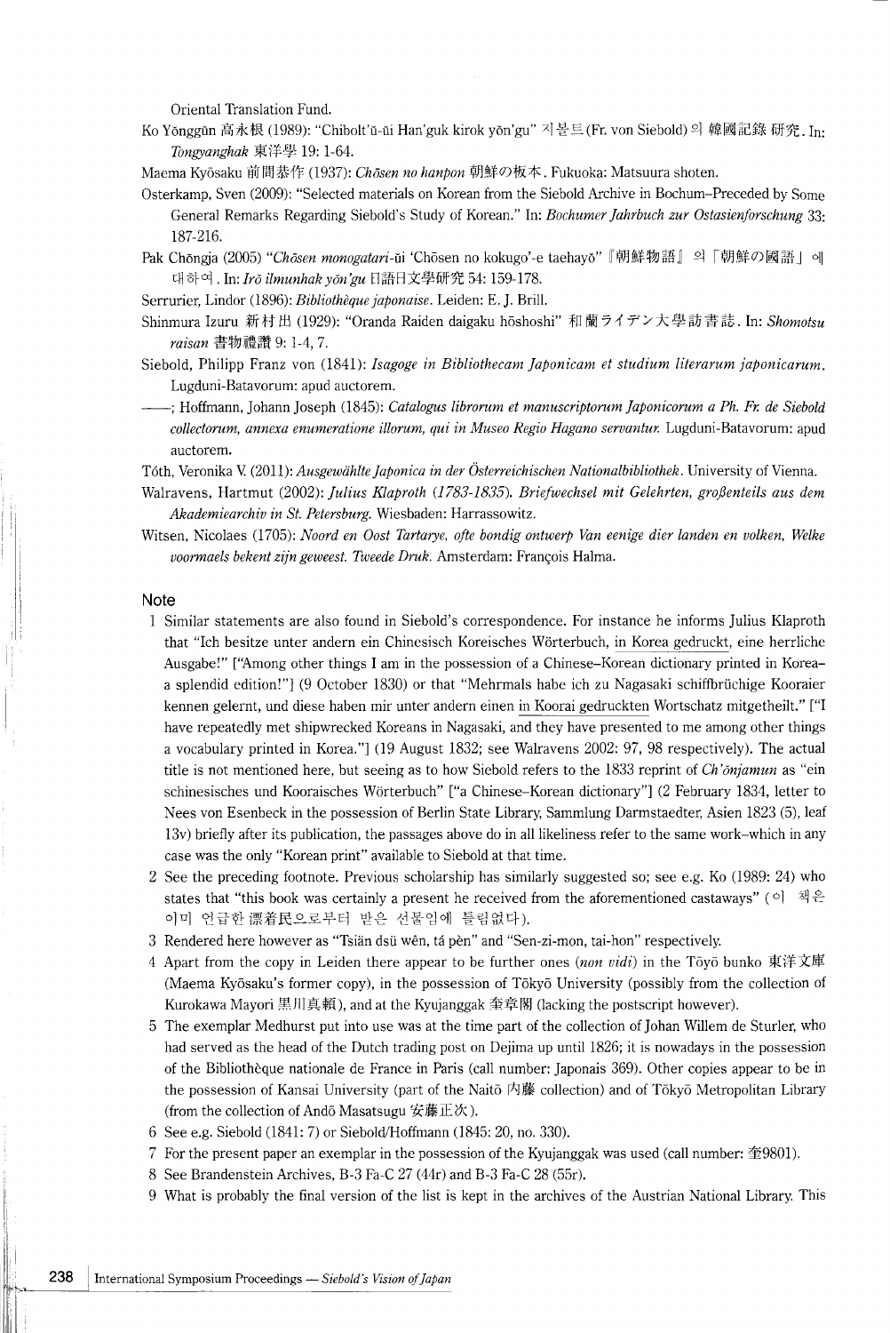Oriental Translation Fund.

Ko Yŏnggŭn 高永根 (1989): "Chibolt'ŭ-ŭi Han'guk kirok yŏn'gu" 지볼트(Fr. von Siebold)의 韓國記錄 硏究. In: *Tongyanghak* 東洋學 19: 1-64.

Maema Kyōsaku 前間恭作 (1937): *Chōsen no hanpon* 朝鮮の板本. Fukuoka: Matsuura shoten.

Osterkamp, Sven (2009): "Selected materials on Korean from the Siebold Archive in Bochum–Preceded by Some General Remarks Regarding Siebold's Study of Korean." In: *Bochumer Jahrbuch zur Ostasienforschung* 33: 187-216.

Pak Chŏngja (2005) "*Chōsen monogatari*-ŭi 'Chōsen no kokugo'-e taehayŏ" 『朝鮮物語』의「朝鮮の國語」에 대하여. In: *Irŏ ilmunhak yŏn'gu* 日語日文學硏究 54: 159-178.

Serrurier, Lindor (1896): *Bibliothèque japonaise*. Leiden: E. J. Brill.

Shinmura Izuru 新村出 (1929): "Oranda Raiden daigaku hōshoshi" 和蘭ライデン大學訪書誌. In: *Shomotsu raisan* 書物禮讃 9: 1-4, 7.

Siebold, Philipp Franz von (1841): *Isagoge in Bibliothecam Japonicam et studium literarum japonicarum*. Lugduni-Batavorum: apud auctorem.

——; Hoffmann, Johann Joseph (1845): *Catalogus librorum et manuscriptorum Japonicorum a Ph. Fr. de Siebold collectorum, annexa enumeratione illorum, qui in Museo Regio Hagano servantur.* Lugduni-Batavorum: apud auctorem.

Tóth, Veronika V. (2011): *Ausgewählte Japonica in der Österreichischen Nationalbibliothek*. University of Vienna.

Walravens, Hartmut (2002): *Julius Klaproth (1783-1835). Briefwechsel mit Gelehrten, großenteils aus dem Akademiearchiv in St. Petersburg.* Wiesbaden: Harrassowitz.

Witsen, Nicolaes (1705): *Noord en Oost Tartarye, ofte bondig ontwerp Van eenige dier landen en volken, Welke voormaels bekent zijn geweest. Tweede Druk.* Amsterdam: François Halma.

## Note

1 Similar statements are also found in Siebold's correspondence. For instance he informs Julius Klaproth that "Ich besitze unter andern ein Chinesisch Koreisches Wörterbuch, in Korea gedruckt, eine herrliche Ausgabe!" ["Among other things I am in the possession of a Chinese–Korean dictionary printed in Korea–a splendid edition!"] (9 October 1830) or that "Mehrmals habe ich zu Nagasaki schiffbrüchige Kooraier kennen gelernt, und diese haben mir unter andern einen in Koorai gedruckten Wortschatz mitgetheilt." ["I have repeatedly met shipwrecked Koreans in Nagasaki, and they have presented to me among other things a vocabulary printed in Korea."] (19 August 1832; see Walravens 2002: 97, 98 respectively). The actual title is not mentioned here, but seeing as to how Siebold refers to the 1833 reprint of *Ch'ŏnjamun* as "ein schinesisches und Kooraisches Wörterbuch" ["a Chinese–Korean dictionary"] (2 February 1834, letter to Nees von Esenbeck in the possession of Berlin State Library, Sammlung Darmstaedter, Asien 1823 (5), leaf 13v) briefly after its publication, the passages above do in all likeliness refer to the same work–which in any case was the only "Korean print" available to Siebold at that time.

2 See the preceding footnote. Previous scholarship has similarly suggested so; see e.g. Ko (1989: 24) who states that "this book was certainly a present he received from the aforementioned castaways" (이 책은 이미 언급한 漂着民으로부터 받은 선물임에 틀림없다).

3 Rendered here however as "Tsiän dsü wên, tá pèn" and "Sen-zi-mon, tai-hon" respectively.

4 Apart from the copy in Leiden there appear to be further ones (*non vidi*) in the Tōyō bunko 東洋文庫 (Maema Kyōsaku's former copy), in the possession of Tōkyō University (possibly from the collection of Kurokawa Mayori 黒川真頼), and at the Kyujanggak 奎章閣 (lacking the postscript however).

5 The exemplar Medhurst put into use was at the time part of the collection of Johan Willem de Sturler, who had served as the head of the Dutch trading post on Dejima up until 1826; it is nowadays in the possession of the Bibliothèque nationale de France in Paris (call number: Japonais 369). Other copies appear to be in the possession of Kansai University (part of the Naitō 内藤 collection) and of Tōkyō Metropolitan Library (from the collection of Andō Masatsugu 安藤正次).

6 See e.g. Siebold (1841: 7) or Siebold/Hoffmann (1845: 20, no. 330).

7 For the present paper an exemplar in the possession of the Kyujanggak was used (call number: 奎9801).

8 See Brandenstein Archives, B-3 Fa-C 27 (44r) and B-3 Fa-C 28 (55r).

9 What is probably the final version of the list is kept in the archives of the Austrian National Library. This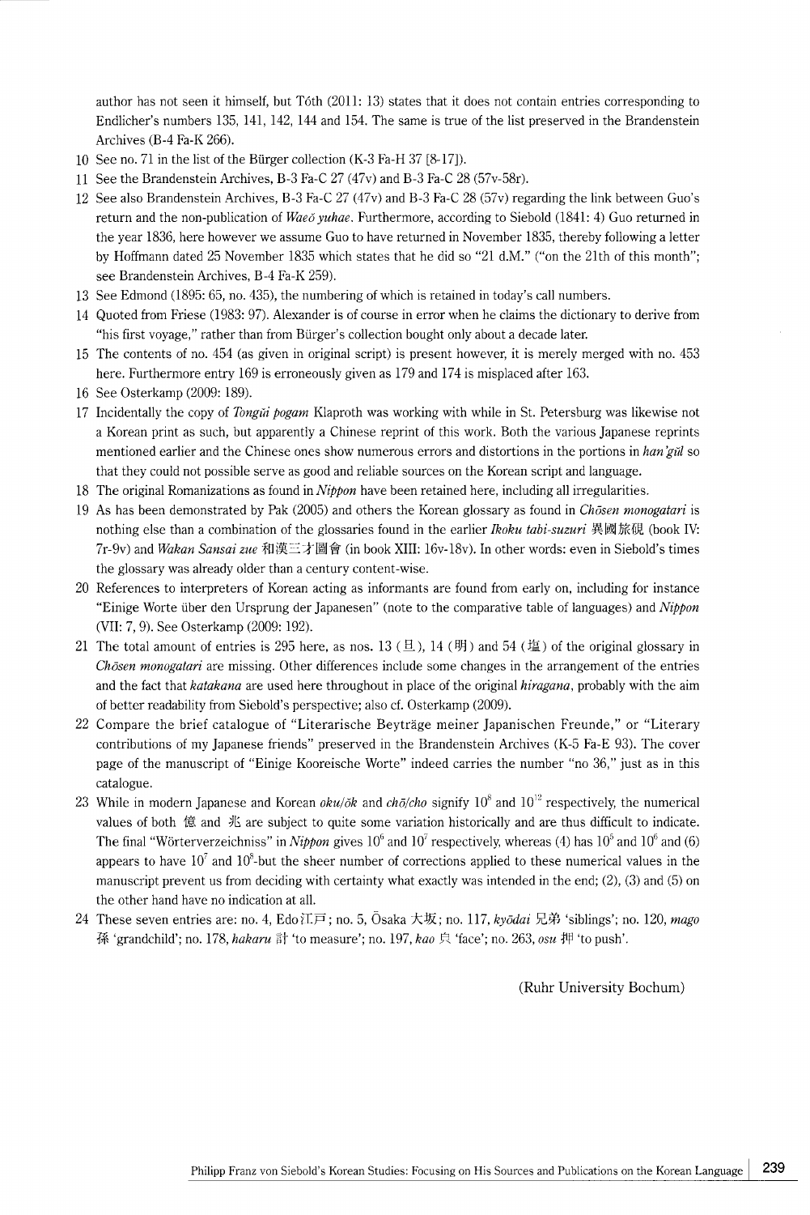author has not seen it himself, but Tóth (2011: 13) states that it does not contain entries corresponding to Endlicher's numbers 135, 141, 142, 144 and 154. The same is true of the list preserved in the Brandenstein Archives (B-4 Fa-K 266).

10 See no. 71 in the list of the Bürger collection (K-3 Fa-H 37 [8-17]).

11 See the Brandenstein Archives, B-3 Fa-C 27 (47v) and B-3 Fa-C 28 (57v-58r).

12 See also Brandenstein Archives, B-3 Fa-C 27 (47v) and B-3 Fa-C 28 (57v) regarding the link between Guo's return and the non-publication of *Waeŏ yuhae*. Furthermore, according to Siebold (1841: 4) Guo returned in the year 1836, here however we assume Guo to have returned in November 1835, thereby following a letter by Hoffmann dated 25 November 1835 which states that he did so "21 d.M." ("on the 21th of this month"; see Brandenstein Archives, B-4 Fa-K 259).

13 See Edmond (1895: 65, no. 435), the numbering of which is retained in today's call numbers.

14 Quoted from Friese (1983: 97). Alexander is of course in error when he claims the dictionary to derive from "his first voyage," rather than from Bürger's collection bought only about a decade later.

15 The contents of no. 454 (as given in original script) is present however, it is merely merged with no. 453 here. Furthermore entry 169 is erroneously given as 179 and 174 is misplaced after 163.

16 See Osterkamp (2009: 189).

17 Incidentally the copy of *Tongŭi pogam* Klaproth was working with while in St. Petersburg was likewise not a Korean print as such, but apparently a Chinese reprint of this work. Both the various Japanese reprints mentioned earlier and the Chinese ones show numerous errors and distortions in the portions in *han'gŭl* so that they could not possible serve as good and reliable sources on the Korean script and language.

18 The original Romanizations as found in *Nippon* have been retained here, including all irregularities.

19 As has been demonstrated by Pak (2005) and others the Korean glossary as found in *Chōsen monogatari* is nothing else than a combination of the glossaries found in the earlier *Ikoku tabi-suzuri* 異國旅硯 (book IV: 7r-9v) and *Wakan Sansai zue* 和漢三才圖會 (in book XIII: 16v-18v). In other words: even in Siebold's times the glossary was already older than a century content-wise.

20 References to interpreters of Korean acting as informants are found from early on, including for instance "Einige Worte über den Ursprung der Japanesen" (note to the comparative table of languages) and *Nippon* (VII: 7, 9). See Osterkamp (2009: 192).

21 The total amount of entries is 295 here, as nos. 13 (旦), 14 (明) and 54 (塩) of the original glossary in *Chōsen monogatari* are missing. Other differences include some changes in the arrangement of the entries and the fact that *katakana* are used here throughout in place of the original *hiragana*, probably with the aim of better readability from Siebold's perspective; also cf. Osterkamp (2009).

22 Compare the brief catalogue of "Literarische Beyträge meiner Japanischen Freunde," or "Literary contributions of my Japanese friends" preserved in the Brandenstein Archives (K-5 Fa-E 93). The cover page of the manuscript of "Einige Kooreische Worte" indeed carries the number "no 36," just as in this catalogue.

23 While in modern Japanese and Korean *oku/ŏk* and *chō/cho* signify $10^8$ and $10^{12}$ respectively, the numerical values of both 億 and 兆 are subject to quite some variation historically and are thus difficult to indicate. The final "Wörterverzeichniss" in *Nippon* gives $10^6$ and $10^7$ respectively, whereas (4) has $10^5$ and $10^6$ and (6) appears to have $10^7$ and $10^8$-but the sheer number of corrections applied to these numerical values in the manuscript prevent us from deciding with certainty what exactly was intended in the end; (2), (3) and (5) on the other hand have no indication at all.

24 These seven entries are: no. 4, Edo 江戸; no. 5, Ōsaka 大坂; no. 117, *kyōdai* 兄弟 'siblings'; no. 120, *mago* 孫 'grandchild'; no. 178, *hakaru* 計 'to measure'; no. 197, *kao* 皃 'face'; no. 263, *osu* 押 'to push'.

(Ruhr University Bochum)